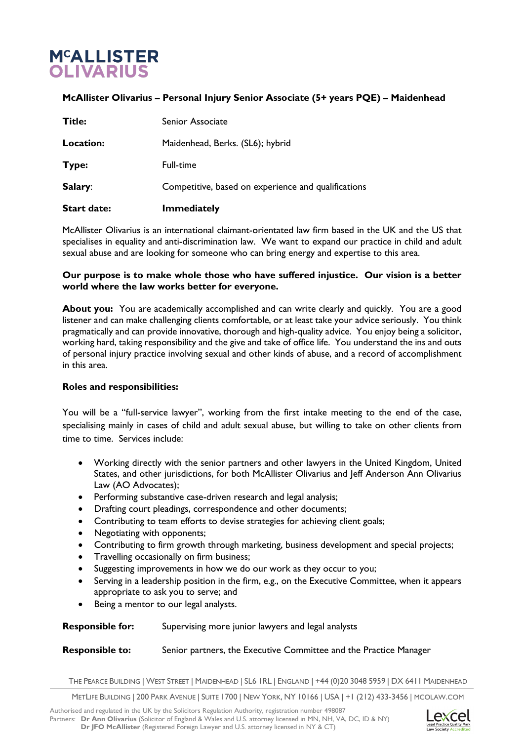# McAllister Olivarius

**McAllister Olivarius – Personal Injury Senior Associate (5+ years PQE) – Maidenhead**

| | |
|---|---|
| **Title:** | Senior Associate |
| **Location:** | Maidenhead, Berks. (SL6); hybrid |
| **Type:** | Full-time |
| **Salary**: | Competitive, based on experience and qualifications |
| **Start date:** | **Immediately** |

McAllister Olivarius is an international claimant-orientated law firm based in the UK and the US that specialises in equality and anti-discrimination law. We want to expand our practice in child and adult sexual abuse and are looking for someone who can bring energy and expertise to this area.

**Our purpose is to make whole those who have suffered injustice. Our vision is a better world where the law works better for everyone.**

**About you:** You are academically accomplished and can write clearly and quickly. You are a good listener and can make challenging clients comfortable, or at least take your advice seriously. You think pragmatically and can provide innovative, thorough and high-quality advice. You enjoy being a solicitor, working hard, taking responsibility and the give and take of office life. You understand the ins and outs of personal injury practice involving sexual and other kinds of abuse, and a record of accomplishment in this area.

**Roles and responsibilities:**

You will be a "full-service lawyer", working from the first intake meeting to the end of the case, specialising mainly in cases of child and adult sexual abuse, but willing to take on other clients from time to time. Services include:

- Working directly with the senior partners and other lawyers in the United Kingdom, United States, and other jurisdictions, for both McAllister Olivarius and Jeff Anderson Ann Olivarius Law (AO Advocates);
- Performing substantive case-driven research and legal analysis;
- Drafting court pleadings, correspondence and other documents;
- Contributing to team efforts to devise strategies for achieving client goals;
- Negotiating with opponents;
- Contributing to firm growth through marketing, business development and special projects;
- Travelling occasionally on firm business;
- Suggesting improvements in how we do our work as they occur to you;
- Serving in a leadership position in the firm, e.g., on the Executive Committee, when it appears appropriate to ask you to serve; and
- Being a mentor to our legal analysts.

| | |
|---|---|
| **Responsible for:** | Supervising more junior lawyers and legal analysts |
| **Responsible to:** | Senior partners, the Executive Committee and the Practice Manager |

The Pearce Building | West Street | Maidenhead | SL6 1RL | England | +44 (0)20 3048 5959 | DX 6411 Maidenhead

MetLife Building | 200 Park Avenue | Suite 1700 | New York, NY 10166 | USA | +1 (212) 433-3456 | mcolaw.com

Authorised and regulated in the UK by the Solicitors Regulation Authority, registration number 498087
Partners: **Dr Ann Olivarius** (Solicitor of England & Wales and U.S. attorney licensed in MN, NH, VA, DC, ID & NY)
**Dr JFO McAllister** (Registered Foreign Lawyer and U.S. attorney licensed in NY & CT)

Lexcel Legal Practice Quality Mark Law Society Accredited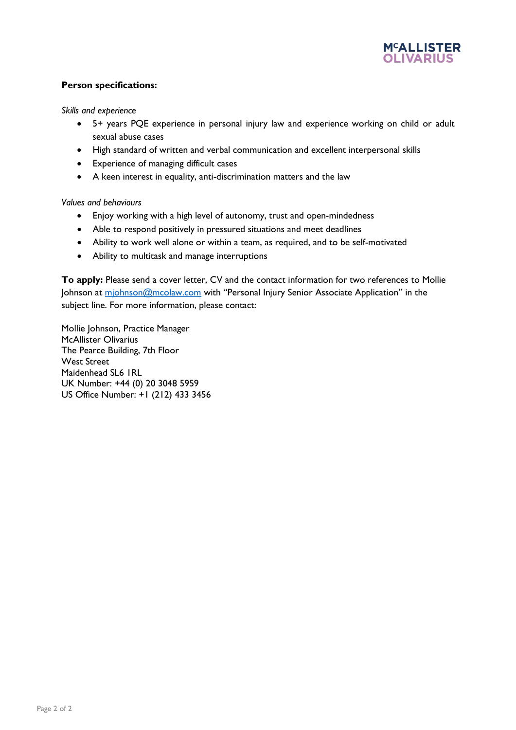**Person specifications:**

*Skills and experience*

- 5+ years PQE experience in personal injury law and experience working on child or adult sexual abuse cases
- High standard of written and verbal communication and excellent interpersonal skills
- Experience of managing difficult cases
- A keen interest in equality, anti-discrimination matters and the law

*Values and behaviours*

- Enjoy working with a high level of autonomy, trust and open-mindedness
- Able to respond positively in pressured situations and meet deadlines
- Ability to work well alone or within a team, as required, and to be self-motivated
- Ability to multitask and manage interruptions

**To apply:** Please send a cover letter, CV and the contact information for two references to Mollie Johnson at [mjohnson@mcolaw.com](mailto:mjohnson@mcolaw.com) with "Personal Injury Senior Associate Application" in the subject line. For more information, please contact:

Mollie Johnson, Practice Manager
McAllister Olivarius
The Pearce Building, 7th Floor
West Street
Maidenhead SL6 1RL
UK Number: +44 (0) 20 3048 5959
US Office Number: +1 (212) 433 3456